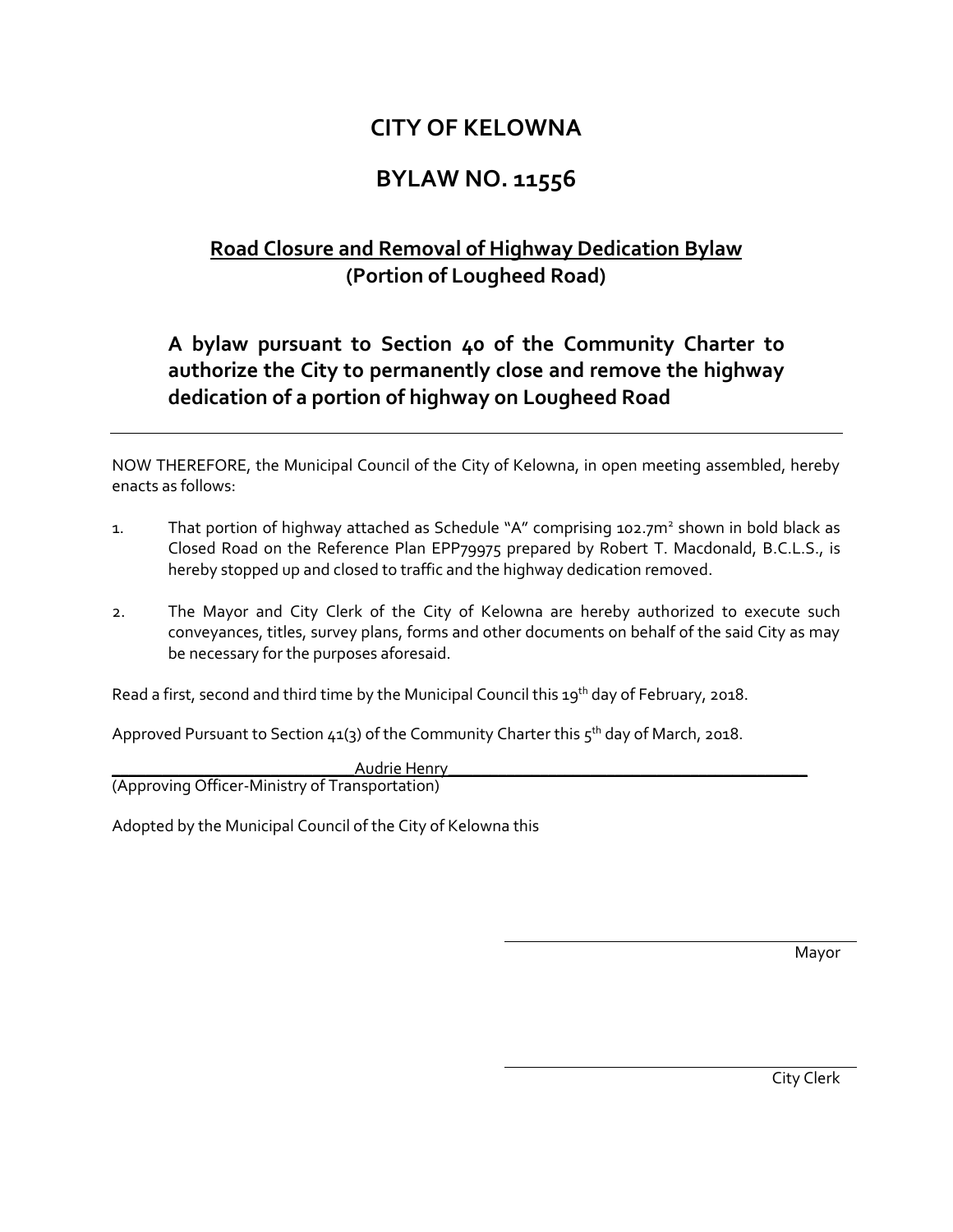# CITY OF KELOWNA

# BYLAW NO. 11556

## Road Closure and Removal of Highway Dedication Bylaw (Portion of Lougheed Road)

### A bylaw pursuant to Section 40 of the Community Charter to authorize the City to permanently close and remove the highway dedication of a portion of highway on Lougheed Road

---

NOW THEREFORE, the Municipal Council of the City of Kelowna, in open meeting assembled, hereby enacts as follows:

1. That portion of highway attached as Schedule "A" comprising 102.7m² shown in bold black as Closed Road on the Reference Plan EPP79975 prepared by Robert T. Macdonald, B.C.L.S., is hereby stopped up and closed to traffic and the highway dedication removed.

2. The Mayor and City Clerk of the City of Kelowna are hereby authorized to execute such conveyances, titles, survey plans, forms and other documents on behalf of the said City as may be necessary for the purposes aforesaid.

Read a first, second and third time by the Municipal Council this 19th day of February, 2018.

Approved Pursuant to Section 41(3) of the Community Charter this 5th day of March, 2018.

Audrie Henry
(Approving Officer-Ministry of Transportation)

Adopted by the Municipal Council of the City of Kelowna this

Mayor

City Clerk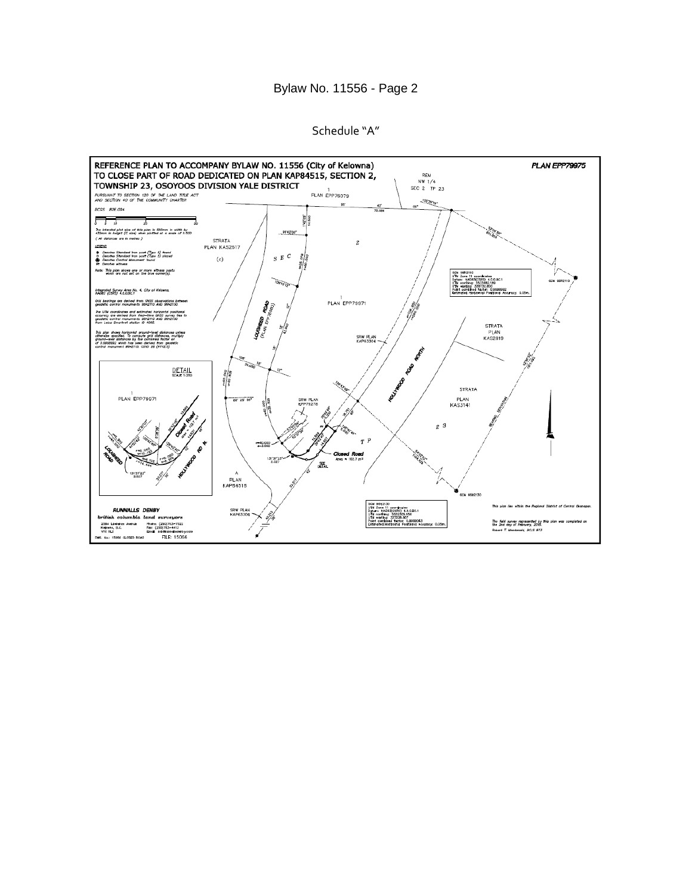Schedule "A"

REFERENCE PLAN TO ACCOMPANY BYLAW NO. 11556 (City of Kelowna)
TO CLOSE PART OF ROAD DEDICATED ON PLAN KAP84515, SECTION 2,
TOWNSHIP 23, OSOYOOS DIVISION YALE DISTRICT

PLAN EPP79975

PURSUANT TO SECTION 120 OF THE LAND TITLE ACT
AND SECTION 40 OF THE COMMUNITY CHARTER

BCGS 82E.094

The intended plot size of this plan is 560mm in width by 432mm in height (C size) when plotted at a scale of 1:500
( All distances are in metres )

LEGEND

- Denotes Standard Iron post (Type 1) found
- Denotes Standard Iron post (Type 1) placed
- Denotes Control Monument found
- Denotes witness

Note: This plan shows one or more witness posts which are not set on the true corner(s).

Integrated Survey Area No. 4, City of Kelowna, NAD83 (CSRS) 4.0.0.BC.1

Grid bearings are derived from GNSS observations between geodetic control monuments 95H2110 AND 95H2130.

The UTM coordinates and estimated horizontal positional accuracy are derived from Real-time GNSS survey ties to geodetic control monuments 95H2110 AND 95H2130 from Leica SmartNet station ID 1005.

This plan shows horizontal ground-level distances unless otherwise specified. To compute grid distances, multiply ground-level distances by the combined factor of 0.9996992 which has been derived from geodetic control monument 95H2110. CSID 26 (KTYZ.3)

GCM 95H2110
UTM Zone 11 coordinates
Datum: NAD83(CSRS) 4.0.0.BC.1
UTM northing: 5533482.189
UTM easting: 328732.800
Point combined factor: 0.9996992
Estimated Horizontal Positional Accuracy: 0.05m.

GCM 95H2130
UTM Zone 11 coordinates
Datum: NAD83(CSRS) 4.0.0.BC.1
UTM northing: 5532926.156
UTM easting: 328328.367
Point combined factor: 0.9996043
Estimated Horizontal Positional Accuracy: 0.05m.

DETAIL
SCALE 1:250

Closed Road
Area = 102.7 m²

REM NW 1/4 SEC 2 TP 23

PLAN EPP76079

STRATA PLAN KAS2517

STRATA PLAN KAS2819

STRATA PLAN KAS3141

1 PLAN EPP79971

SRW PLAN KAP83304

SRW PLAN EPP75276

A PLAN KAP84515

LOUGHEED ROAD (PLAN EPP76080)

HOLLYWOOD ROAD NORTH

This plan lies within the Regional District of Central Okanagan.

The field survey represented by this plan was completed on the 2nd day of February, 2018.
Robert T. Macdonald, BCLS 873

RUNNALLS DENBY
british columbia land surveyors
200 - Lawrence Avenue
Kelowna, B.C.
V1Y 6L3
Phone: (250)763-7322
Fax: (250)763-4413
Email: rd@runnallsdenby.com

DWG. No.: 15066 CLOSED ROAD
FILE: 15066